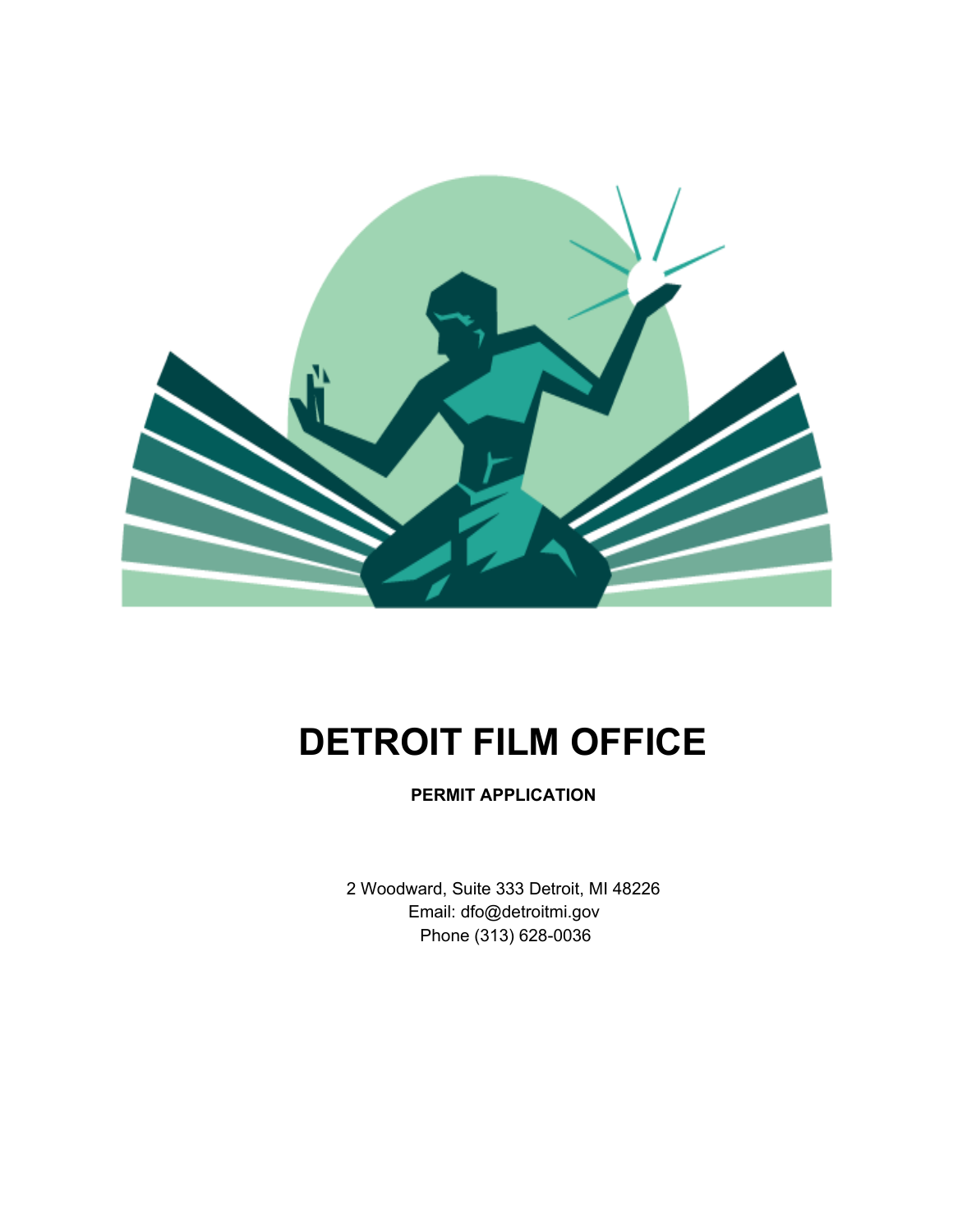# DETROIT FILM OFFICE

**PERMIT APPLICATION**

2 Woodward, Suite 333 Detroit, MI 48226
Email: dfo@detroitmi.gov
Phone (313) 628-0036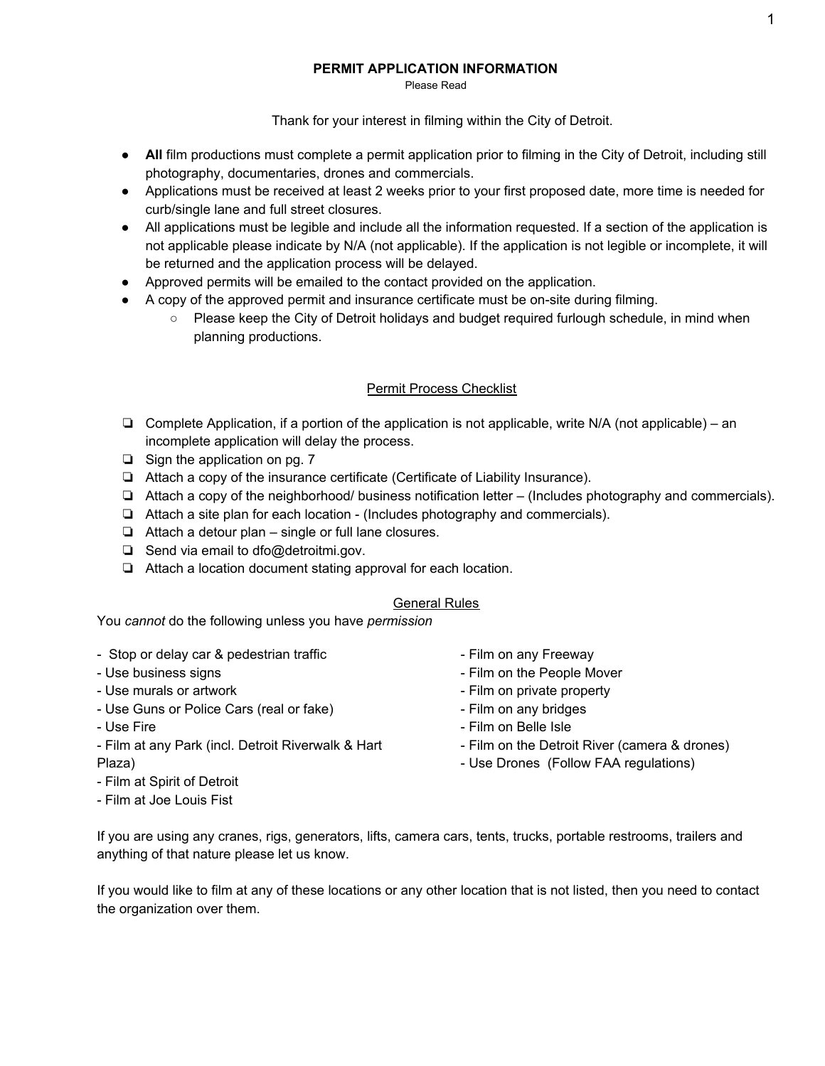# PERMIT APPLICATION INFORMATION

Please Read

Thank for your interest in filming within the City of Detroit.

- **All** film productions must complete a permit application prior to filming in the City of Detroit, including still photography, documentaries, drones and commercials.
- Applications must be received at least 2 weeks prior to your first proposed date, more time is needed for curb/single lane and full street closures.
- All applications must be legible and include all the information requested. If a section of the application is not applicable please indicate by N/A (not applicable). If the application is not legible or incomplete, it will be returned and the application process will be delayed.
- Approved permits will be emailed to the contact provided on the application.
- A copy of the approved permit and insurance certificate must be on-site during filming.
  - Please keep the City of Detroit holidays and budget required furlough schedule, in mind when planning productions.

## Permit Process Checklist

- ❏ Complete Application, if a portion of the application is not applicable, write N/A (not applicable) – an incomplete application will delay the process.
- ❏ Sign the application on pg. 7
- ❏ Attach a copy of the insurance certificate (Certificate of Liability Insurance).
- ❏ Attach a copy of the neighborhood/ business notification letter – (Includes photography and commercials).
- ❏ Attach a site plan for each location - (Includes photography and commercials).
- ❏ Attach a detour plan – single or full lane closures.
- ❏ Send via email to dfo@detroitmi.gov.
- ❏ Attach a location document stating approval for each location.

## General Rules

You *cannot* do the following unless you have *permission*

- Stop or delay car & pedestrian traffic
- Use business signs
- Use murals or artwork
- Use Guns or Police Cars (real or fake)
- Use Fire
- Film at any Park (incl. Detroit Riverwalk & Hart Plaza)
- Film at Spirit of Detroit
- Film at Joe Louis Fist
- Film on any Freeway
- Film on the People Mover
- Film on private property
- Film on any bridges
- Film on Belle Isle
- Film on the Detroit River (camera & drones)
- Use Drones (Follow FAA regulations)

If you are using any cranes, rigs, generators, lifts, camera cars, tents, trucks, portable restrooms, trailers and anything of that nature please let us know.

If you would like to film at any of these locations or any other location that is not listed, then you need to contact the organization over them.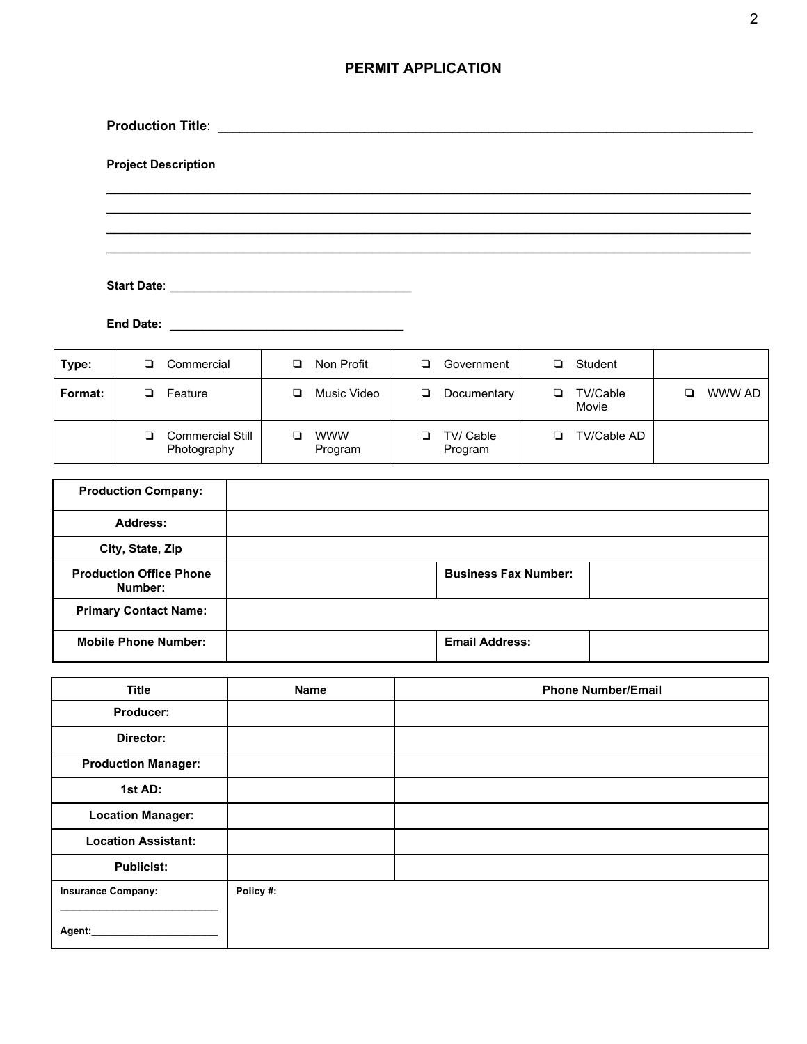# PERMIT APPLICATION

**Production Title**: ______________________________________________________________________________

**Project Description**

_____________________________________________________________________________________________

_____________________________________________________________________________________________

_____________________________________________________________________________________________

_____________________________________________________________________________________________

**Start Date**: ____________________________________

**End Date:** ___________________________________

| **Type:** | ❏ Commercial | ❏ Non Profit | ❏ Government | ❏ Student | |
|---|---|---|---|---|---|
| **Format:** | ❏ Feature | ❏ Music Video | ❏ Documentary | ❏ TV/Cable Movie | ❏ WWW AD |
| | ❏ Commercial Still Photography | ❏ WWW Program | ❏ TV/ Cable Program | ❏ TV/Cable AD | |

| **Production Company:** | | | |
|---|---|---|---|
| **Address:** | | | |
| **City, State, Zip** | | | |
| **Production Office Phone Number:** | | **Business Fax Number:** | |
| **Primary Contact Name:** | | | |
| **Mobile Phone Number:** | | **Email Address:** | |

| Title | Name | Phone Number/Email |
|---|---|---|
| **Producer:** | | |
| **Director:** | | |
| **Production Manager:** | | |
| **1st AD:** | | |
| **Location Manager:** | | |
| **Location Assistant:** | | |
| **Publicist:** | | |
| **Insurance Company:** ___________________________ **Agent:**_______________________ | **Policy #:** | |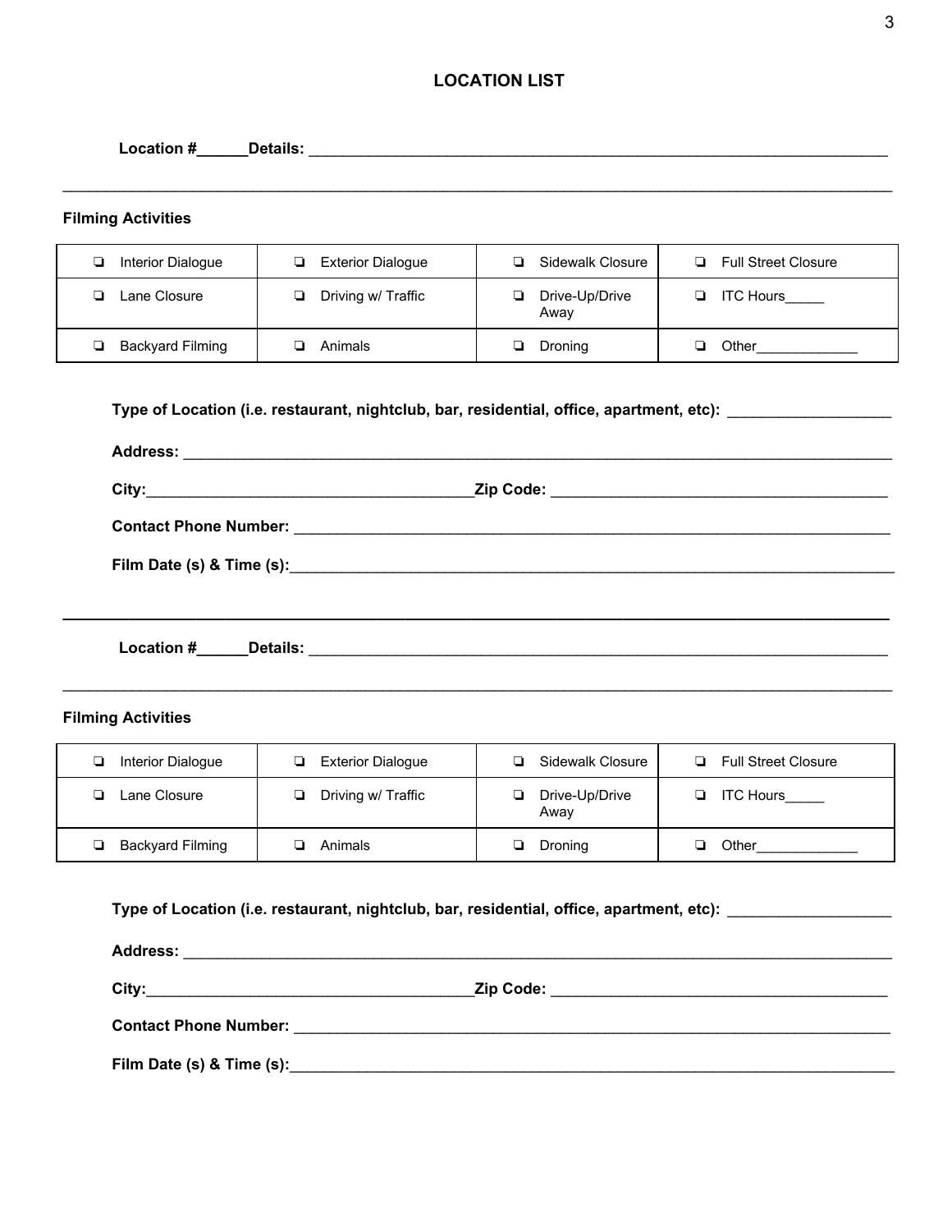## LOCATION LIST

**Location #\_\_\_\_\_\_Details:** \_\_\_\_\_\_\_\_\_\_\_\_\_\_\_\_\_\_\_\_\_\_\_\_\_\_\_\_\_\_\_\_\_\_\_\_\_\_\_\_\_\_\_\_\_\_\_\_\_\_\_\_\_\_\_\_\_\_\_\_\_\_\_\_\_\_

\_\_\_\_\_\_\_\_\_\_\_\_\_\_\_\_\_\_\_\_\_\_\_\_\_\_\_\_\_\_\_\_\_\_\_\_\_\_\_\_\_\_\_\_\_\_\_\_\_\_\_\_\_\_\_\_\_\_\_\_\_\_\_\_\_\_\_\_\_\_\_\_\_\_\_\_\_\_\_\_\_\_\_\_\_\_\_\_

**Filming Activities**

| | | | |
|---|---|---|---|
| ❏ Interior Dialogue | ❏ Exterior Dialogue | ❏ Sidewalk Closure | ❏ Full Street Closure |
| ❏ Lane Closure | ❏ Driving w/ Traffic | ❏ Drive-Up/Drive Away | ❏ ITC Hours\_\_\_\_\_ |
| ❏ Backyard Filming | ❏ Animals | ❏ Droning | ❏ Other\_\_\_\_\_\_\_\_\_\_\_\_\_ |

**Type of Location (i.e. restaurant, nightclub, bar, residential, office, apartment, etc):** \_\_\_\_\_\_\_\_\_\_\_\_\_\_\_\_\_\_\_

**Address:** \_\_\_\_\_\_\_\_\_\_\_\_\_\_\_\_\_\_\_\_\_\_\_\_\_\_\_\_\_\_\_\_\_\_\_\_\_\_\_\_\_\_\_\_\_\_\_\_\_\_\_\_\_\_\_\_\_\_\_\_\_\_\_\_\_\_\_\_\_\_\_\_\_\_\_\_

**City:**\_\_\_\_\_\_\_\_\_\_\_\_\_\_\_\_\_\_\_\_\_\_\_\_\_\_\_\_\_\_\_\_\_\_\_\_\_\_\_**Zip Code:** \_\_\_\_\_\_\_\_\_\_\_\_\_\_\_\_\_\_\_\_\_\_\_\_\_\_\_\_\_\_\_\_\_\_\_\_\_\_\_\_

**Contact Phone Number:** \_\_\_\_\_\_\_\_\_\_\_\_\_\_\_\_\_\_\_\_\_\_\_\_\_\_\_\_\_\_\_\_\_\_\_\_\_\_\_\_\_\_\_\_\_\_\_\_\_\_\_\_\_\_\_\_\_\_\_\_\_\_\_\_\_\_\_\_\_

**Film Date (s) & Time (s):**\_\_\_\_\_\_\_\_\_\_\_\_\_\_\_\_\_\_\_\_\_\_\_\_\_\_\_\_\_\_\_\_\_\_\_\_\_\_\_\_\_\_\_\_\_\_\_\_\_\_\_\_\_\_\_\_\_\_\_\_\_\_\_\_\_\_\_\_\_\_\_

---

**Location #\_\_\_\_\_\_Details:** \_\_\_\_\_\_\_\_\_\_\_\_\_\_\_\_\_\_\_\_\_\_\_\_\_\_\_\_\_\_\_\_\_\_\_\_\_\_\_\_\_\_\_\_\_\_\_\_\_\_\_\_\_\_\_\_\_\_\_\_\_\_\_\_\_\_

\_\_\_\_\_\_\_\_\_\_\_\_\_\_\_\_\_\_\_\_\_\_\_\_\_\_\_\_\_\_\_\_\_\_\_\_\_\_\_\_\_\_\_\_\_\_\_\_\_\_\_\_\_\_\_\_\_\_\_\_\_\_\_\_\_\_\_\_\_\_\_\_\_\_\_\_\_\_\_\_\_\_\_\_\_\_\_\_

**Filming Activities**

| | | | |
|---|---|---|---|
| ❏ Interior Dialogue | ❏ Exterior Dialogue | ❏ Sidewalk Closure | ❏ Full Street Closure |
| ❏ Lane Closure | ❏ Driving w/ Traffic | ❏ Drive-Up/Drive Away | ❏ ITC Hours\_\_\_\_\_ |
| ❏ Backyard Filming | ❏ Animals | ❏ Droning | ❏ Other\_\_\_\_\_\_\_\_\_\_\_\_\_ |

**Type of Location (i.e. restaurant, nightclub, bar, residential, office, apartment, etc):** \_\_\_\_\_\_\_\_\_\_\_\_\_\_\_\_\_\_\_

**Address:** \_\_\_\_\_\_\_\_\_\_\_\_\_\_\_\_\_\_\_\_\_\_\_\_\_\_\_\_\_\_\_\_\_\_\_\_\_\_\_\_\_\_\_\_\_\_\_\_\_\_\_\_\_\_\_\_\_\_\_\_\_\_\_\_\_\_\_\_\_\_\_\_\_\_\_\_

**City:**\_\_\_\_\_\_\_\_\_\_\_\_\_\_\_\_\_\_\_\_\_\_\_\_\_\_\_\_\_\_\_\_\_\_\_\_\_\_\_**Zip Code:** \_\_\_\_\_\_\_\_\_\_\_\_\_\_\_\_\_\_\_\_\_\_\_\_\_\_\_\_\_\_\_\_\_\_\_\_\_\_\_\_

**Contact Phone Number:** \_\_\_\_\_\_\_\_\_\_\_\_\_\_\_\_\_\_\_\_\_\_\_\_\_\_\_\_\_\_\_\_\_\_\_\_\_\_\_\_\_\_\_\_\_\_\_\_\_\_\_\_\_\_\_\_\_\_\_\_\_\_\_\_\_\_\_\_\_

**Film Date (s) & Time (s):**\_\_\_\_\_\_\_\_\_\_\_\_\_\_\_\_\_\_\_\_\_\_\_\_\_\_\_\_\_\_\_\_\_\_\_\_\_\_\_\_\_\_\_\_\_\_\_\_\_\_\_\_\_\_\_\_\_\_\_\_\_\_\_\_\_\_\_\_\_\_\_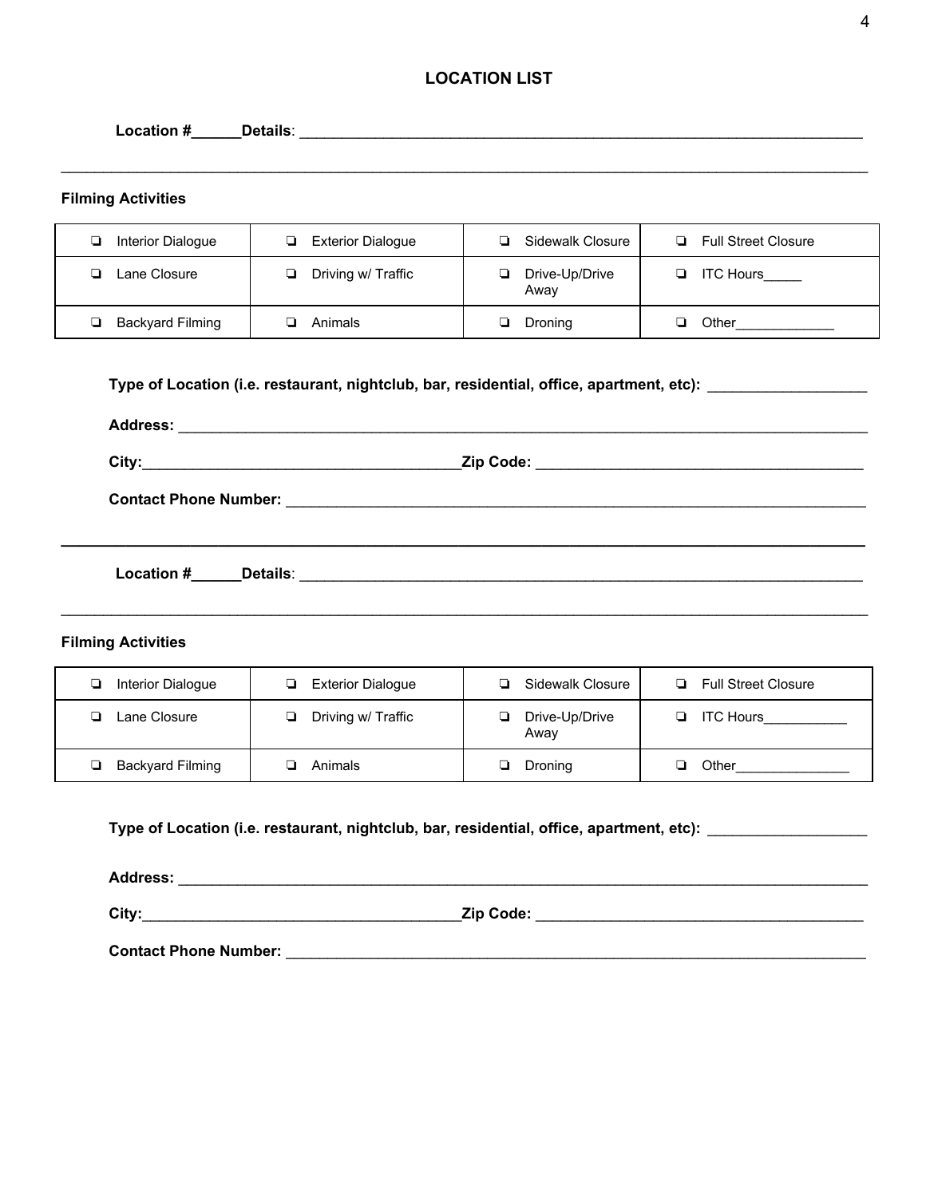## LOCATION LIST

**Location #______Details**: ___________________________________________________________________________

___________________________________________________________________________________________________

**Filming Activities**

| | | | |
|---|---|---|---|
| ❏ Interior Dialogue | ❏ Exterior Dialogue | ❏ Sidewalk Closure | ❏ Full Street Closure |
| ❏ Lane Closure | ❏ Driving w/ Traffic | ❏ Drive-Up/Drive Away | ❏ ITC Hours_____ |
| ❏ Backyard Filming | ❏ Animals | ❏ Droning | ❏ Other_____________ |

**Type of Location (i.e. restaurant, nightclub, bar, residential, office, apartment, etc):** ___________________

**Address:** ___________________________________________________________________________________

**City:**_______________________________________**Zip Code:** ________________________________________

**Contact Phone Number:** _______________________________________________________________________

---

**Location #______Details**: ___________________________________________________________________________

___________________________________________________________________________________________________

**Filming Activities**

| | | | |
|---|---|---|---|
| ❏ Interior Dialogue | ❏ Exterior Dialogue | ❏ Sidewalk Closure | ❏ Full Street Closure |
| ❏ Lane Closure | ❏ Driving w/ Traffic | ❏ Drive-Up/Drive Away | ❏ ITC Hours___________ |
| ❏ Backyard Filming | ❏ Animals | ❏ Droning | ❏ Other_______________ |

**Type of Location (i.e. restaurant, nightclub, bar, residential, office, apartment, etc):** ___________________

**Address:** ___________________________________________________________________________________

**City:**_______________________________________**Zip Code:** ________________________________________

**Contact Phone Number:** _______________________________________________________________________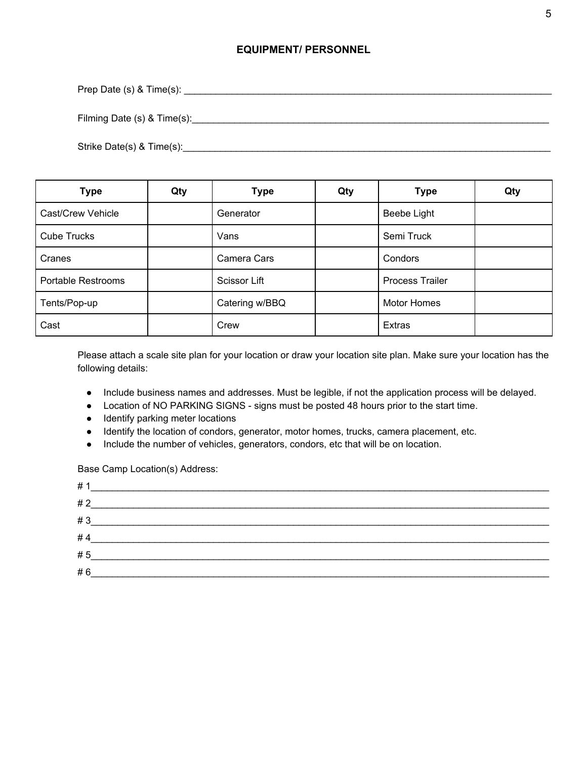## EQUIPMENT/ PERSONNEL

Prep Date (s) & Time(s): ___________________________________________________________________________

Filming Date (s) & Time(s):_________________________________________________________________________

Strike Date(s) & Time(s):___________________________________________________________________________

| Type | Qty | Type | Qty | Type | Qty |
|---|---|---|---|---|---|
| Cast/Crew Vehicle | | Generator | | Beebe Light | |
| Cube Trucks | | Vans | | Semi Truck | |
| Cranes | | Camera Cars | | Condors | |
| Portable Restrooms | | Scissor Lift | | Process Trailer | |
| Tents/Pop-up | | Catering w/BBQ | | Motor Homes | |
| Cast | | Crew | | Extras | |

Please attach a scale site plan for your location or draw your location site plan. Make sure your location has the following details:

- Include business names and addresses. Must be legible, if not the application process will be delayed.
- Location of NO PARKING SIGNS - signs must be posted 48 hours prior to the start time.
- Identify parking meter locations
- Identify the location of condors, generator, motor homes, trucks, camera placement, etc.
- Include the number of vehicles, generators, condors, etc that will be on location.

Base Camp Location(s) Address:

# 1_________________________________________________________________________________________

# 2_________________________________________________________________________________________

# 3_________________________________________________________________________________________

# 4_________________________________________________________________________________________

# 5_________________________________________________________________________________________

# 6_________________________________________________________________________________________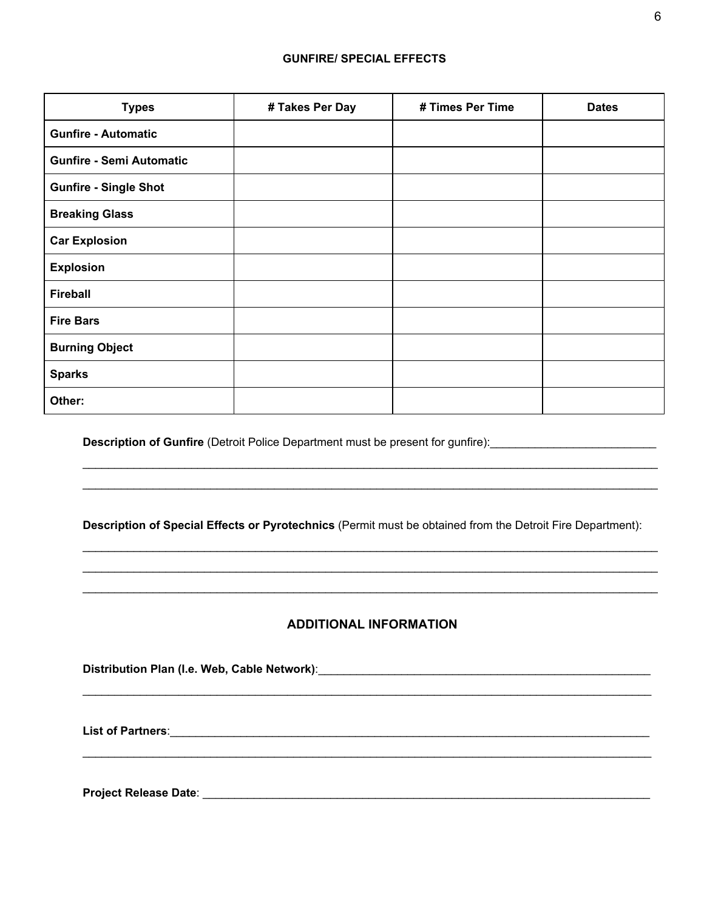## GUNFIRE/ SPECIAL EFFECTS

| Types | # Takes Per Day | # Times Per Time | Dates |
|---|---|---|---|
| **Gunfire - Automatic** | | | |
| **Gunfire - Semi Automatic** | | | |
| **Gunfire - Single Shot** | | | |
| **Breaking Glass** | | | |
| **Car Explosion** | | | |
| **Explosion** | | | |
| **Fireball** | | | |
| **Fire Bars** | | | |
| **Burning Object** | | | |
| **Sparks** | | | |
| **Other:** | | | |

**Description of Gunfire** (Detroit Police Department must be present for gunfire):__________________________

______________________________________________________________________________________________

______________________________________________________________________________________________

**Description of Special Effects or Pyrotechnics** (Permit must be obtained from the Detroit Fire Department):

______________________________________________________________________________________________

______________________________________________________________________________________________

______________________________________________________________________________________________

## ADDITIONAL INFORMATION

**Distribution Plan (I.e. Web, Cable Network)**:_______________________________________________________

______________________________________________________________________________________________

**List of Partners**:___________________________________________________________________________

______________________________________________________________________________________________

**Project Release Date**: _______________________________________________________________________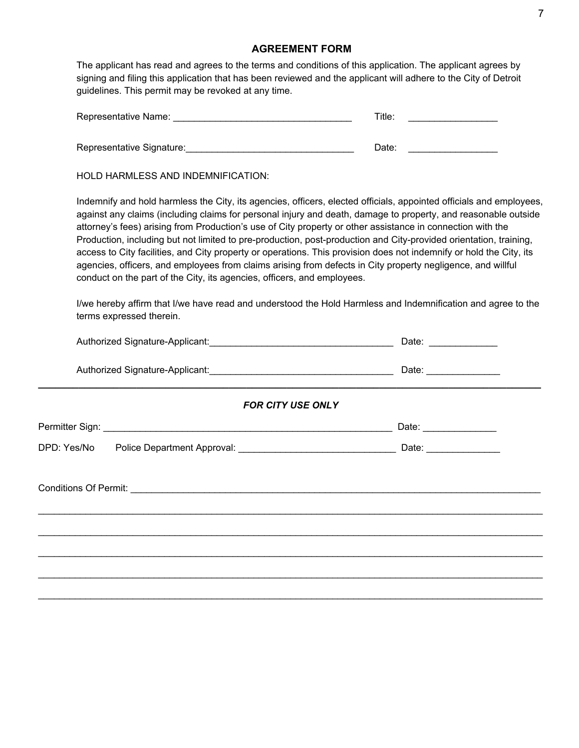## AGREEMENT FORM

The applicant has read and agrees to the terms and conditions of this application. The applicant agrees by signing and filing this application that has been reviewed and the applicant will adhere to the City of Detroit guidelines. This permit may be revoked at any time.

Representative Name: ___________________________________ Title: _________________

Representative Signature:________________________________ Date: _________________

HOLD HARMLESS AND INDEMNIFICATION:

Indemnify and hold harmless the City, its agencies, officers, elected officials, appointed officials and employees, against any claims (including claims for personal injury and death, damage to property, and reasonable outside attorney's fees) arising from Production's use of City property or other assistance in connection with the Production, including but not limited to pre-production, post-production and City-provided orientation, training, access to City facilities, and City property or operations. This provision does not indemnify or hold the City, its agencies, officers, and employees from claims arising from defects in City property negligence, and willful conduct on the part of the City, its agencies, officers, and employees.

I/we hereby affirm that I/we have read and understood the Hold Harmless and Indemnification and agree to the terms expressed therein.

Authorized Signature-Applicant:___________________________________ Date: _____________

Authorized Signature-Applicant:___________________________________ Date: ______________

---

***FOR CITY USE ONLY***

Permitter Sign: _________________________________________________________ Date: ______________

DPD: Yes/No Police Department Approval: ______________________________ Date: ______________

Conditions Of Permit: ________________________________________________________________________________

_____________________________________________________________________________________________________

_____________________________________________________________________________________________________

_____________________________________________________________________________________________________

_____________________________________________________________________________________________________

_____________________________________________________________________________________________________